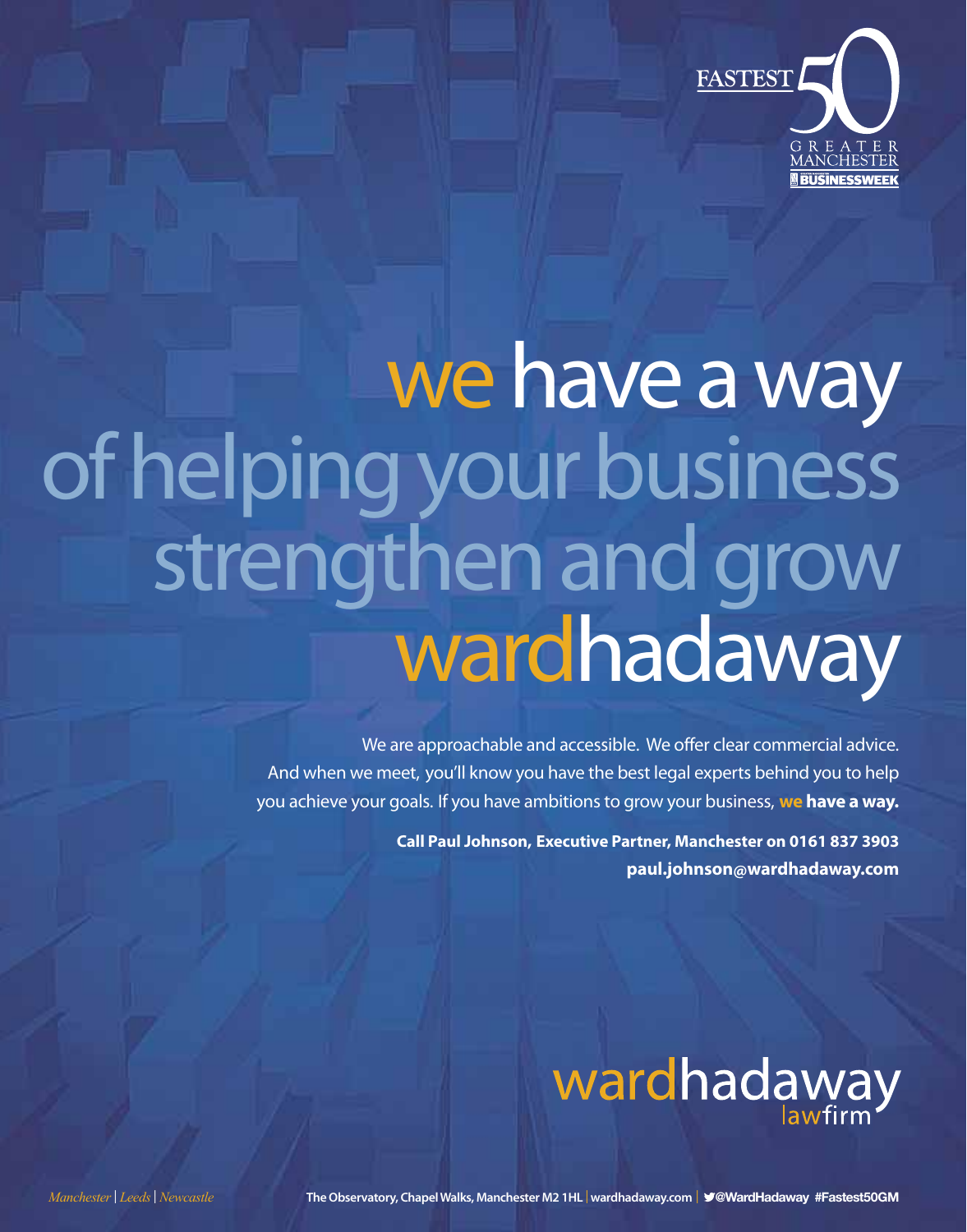FASTEST 50 GREATER MANCHESTER BUSINESSWEEK

# we have a way of helping your business strengthen and grow wardhadaway

We are approachable and accessible. We offer clear commercial advice. And when we meet, you'll know you have the best legal experts behind you to help you achieve your goals. If you have ambitions to grow your business, **we have a way.**

**Call Paul Johnson, Executive Partner, Manchester on 0161 837 3903**
**paul.johnson@wardhadaway.com**

wardhadaway lawfirm

*Manchester | Leeds | Newcastle*

**The Observatory, Chapel Walks, Manchester M2 1HL | wardhadaway.com | @WardHadaway #Fastest50GM**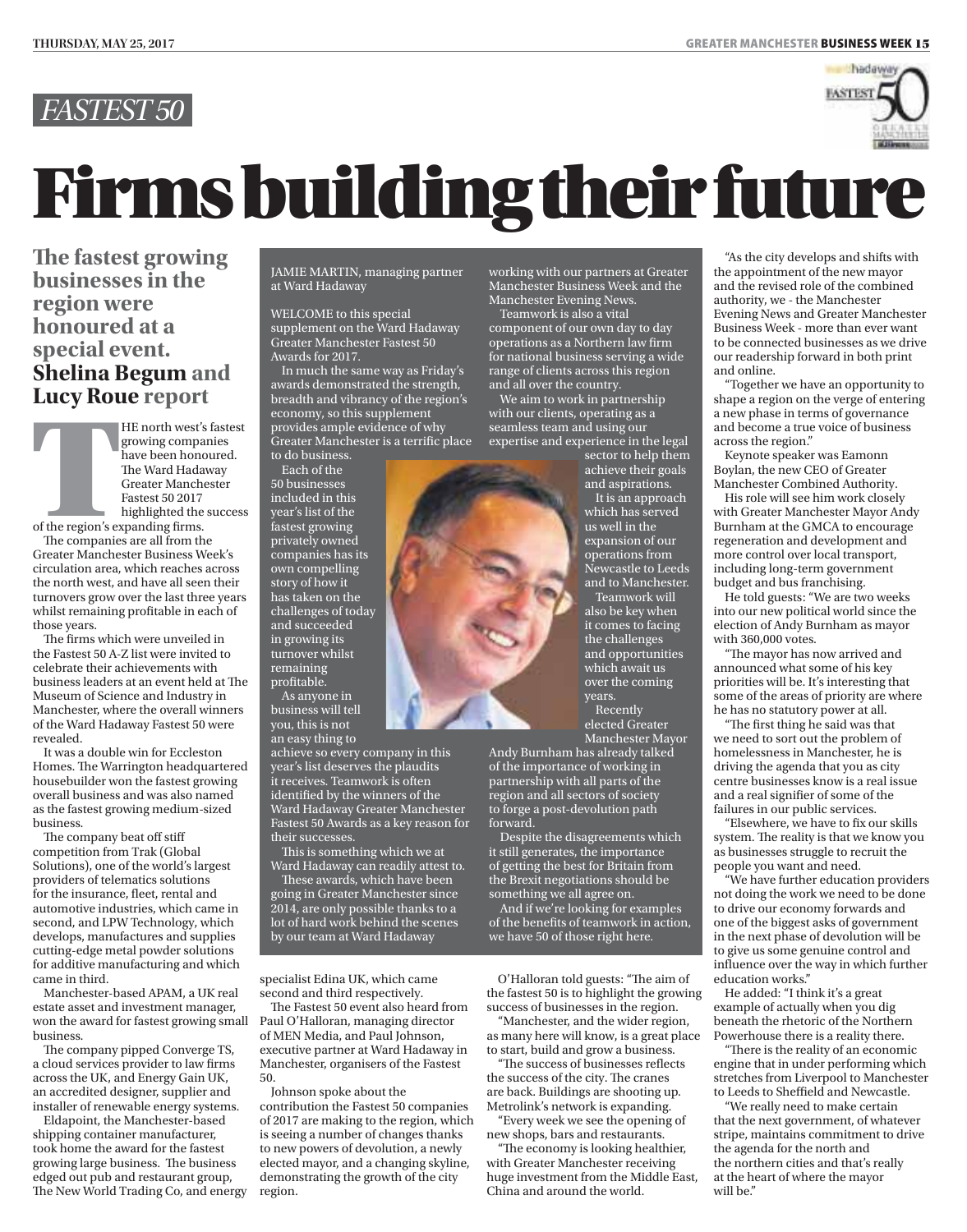## FASTEST 50

# Firms building their future

**The fastest growing businesses in the region were honoured at a special event. Shelina Begum and Lucy Roue report**

THE north west's fastest growing companies have been honoured. The Ward Hadaway Greater Manchester Fastest 50 2017 highlighted the success of the region's expanding firms.

The companies are all from the Greater Manchester Business Week's circulation area, which reaches across the north west, and have all seen their turnovers grow over the last three years whilst remaining profitable in each of those years.

The firms which were unveiled in the Fastest 50 A-Z list were invited to celebrate their achievements with business leaders at an event held at The Museum of Science and Industry in Manchester, where the overall winners of the Ward Hadaway Fastest 50 were revealed.

It was a double win for Eccleston Homes. The Warrington headquartered housebuilder won the fastest growing overall business and was also named as the fastest growing medium-sized business.

The company beat off stiff competition from Trak (Global Solutions), one of the world's largest providers of telematics solutions for the insurance, fleet, rental and automotive industries, which came in second, and LPW Technology, which develops, manufactures and supplies cutting-edge metal powder solutions for additive manufacturing and which came in third.

Manchester-based APAM, a UK real estate asset and investment manager, won the award for fastest growing small business.

The company pipped Converge TS, a cloud services provider to law firms across the UK, and Energy Gain UK, an accredited designer, supplier and installer of renewable energy systems.

Eldapoint, the Manchester-based shipping container manufacturer, took home the award for the fastest growing large business. The business edged out pub and restaurant group, The New World Trading Co, and energy specialist Edina UK, which came second and third respectively.

The Fastest 50 event also heard from Paul O'Halloran, managing director of MEN Media, and Paul Johnson, executive partner at Ward Hadaway in Manchester, organisers of the Fastest 50.

Johnson spoke about the contribution the Fastest 50 companies of 2017 are making to the region, which is seeing a number of changes thanks to new powers of devolution, a newly elected mayor, and a changing skyline, demonstrating the growth of the city region.

O'Halloran told guests: "The aim of the fastest 50 is to highlight the growing success of businesses in the region.

"Manchester, and the wider region, as many here will know, is a great place to start, build and grow a business.

"The success of businesses reflects the success of the city. The cranes are back. Buildings are shooting up. Metrolink's network is expanding.

"Every week we see the opening of new shops, bars and restaurants.

"The economy is looking healthier, with Greater Manchester receiving huge investment from the Middle East, China and around the world.

"As the city develops and shifts with the appointment of the new mayor and the revised role of the combined authority, we - the Manchester Evening News and Greater Manchester Business Week - more than ever want to be connected businesses as we drive our readership forward in both print and online.

"Together we have an opportunity to shape a region on the verge of entering a new phase in terms of governance and become a true voice of business across the region."

Keynote speaker was Eamonn Boylan, the new CEO of Greater Manchester Combined Authority.

His role will see him work closely with Greater Manchester Mayor Andy Burnham at the GMCA to encourage regeneration and development and more control over local transport, including long-term government budget and bus franchising.

He told guests: "We are two weeks into our new political world since the election of Andy Burnham as mayor with 360,000 votes.

"The mayor has now arrived and announced what some of his key priorities will be. It's interesting that some of the areas of priority are where he has no statutory power at all.

"The first thing he said was that we need to sort out the problem of homelessness in Manchester, he is driving the agenda that you as city centre businesses know is a real issue and a real signifier of some of the failures in our public services.

"Elsewhere, we have to fix our skills system. The reality is that we know you as businesses struggle to recruit the people you want and need.

"We have further education providers not doing the work we need to be done to drive our economy forwards and one of the biggest asks of government in the next phase of devolution will be to give us some genuine control and influence over the way in which further education works."

He added: "I think it's a great example of actually when you dig beneath the rhetoric of the Northern Powerhouse there is a reality there.

"There is the reality of an economic engine that in under performing which stretches from Liverpool to Manchester to Leeds to Sheffield and Newcastle.

"We really need to make certain that the next government, of whatever stripe, maintains commitment to drive the agenda for the north and the northern cities and that's really at the heart of where the mayor will be."

---

JAMIE MARTIN, managing partner at Ward Hadaway

WELCOME to this special supplement on the Ward Hadaway Greater Manchester Fastest 50 Awards for 2017.

In much the same way as Friday's awards demonstrated the strength, breadth and vibrancy of the region's economy, so this supplement provides ample evidence of why Greater Manchester is a terrific place to do business.

Each of the 50 businesses included in this year's list of the fastest growing privately owned companies has its own compelling story of how it has taken on the challenges of today and succeeded in growing its turnover whilst remaining profitable.

As anyone in business will tell you, this is not an easy thing to achieve so every company in this year's list deserves the plaudits it receives. Teamwork is often identified by the winners of the Ward Hadaway Greater Manchester Fastest 50 Awards as a key reason for their successes.

This is something which we at Ward Hadaway can readily attest to.

These awards, which have been going in Greater Manchester since 2014, are only possible thanks to a lot of hard work behind the scenes by our team at Ward Hadaway working with our partners at Greater Manchester Business Week and the Manchester Evening News.

Teamwork is also a vital component of our own day to day operations as a Northern law firm for national business serving a wide range of clients across this region and all over the country.

We aim to work in partnership with our clients, operating as a seamless team and using our expertise and experience in the legal sector to help them achieve their goals and aspirations.

It is an approach which has served us well in the expansion of our operations from Newcastle to Leeds and to Manchester.

Teamwork will also be key when it comes to facing the challenges and opportunities which await us over the coming years.

Recently elected Greater Manchester Mayor Andy Burnham has already talked of the importance of working in partnership with all parts of the region and all sectors of society to forge a post-devolution path forward.

Despite the disagreements which it still generates, the importance of getting the best for Britain from the Brexit negotiations should be something we all agree on.

And if we're looking for examples of the benefits of teamwork in action, we have 50 of those right here.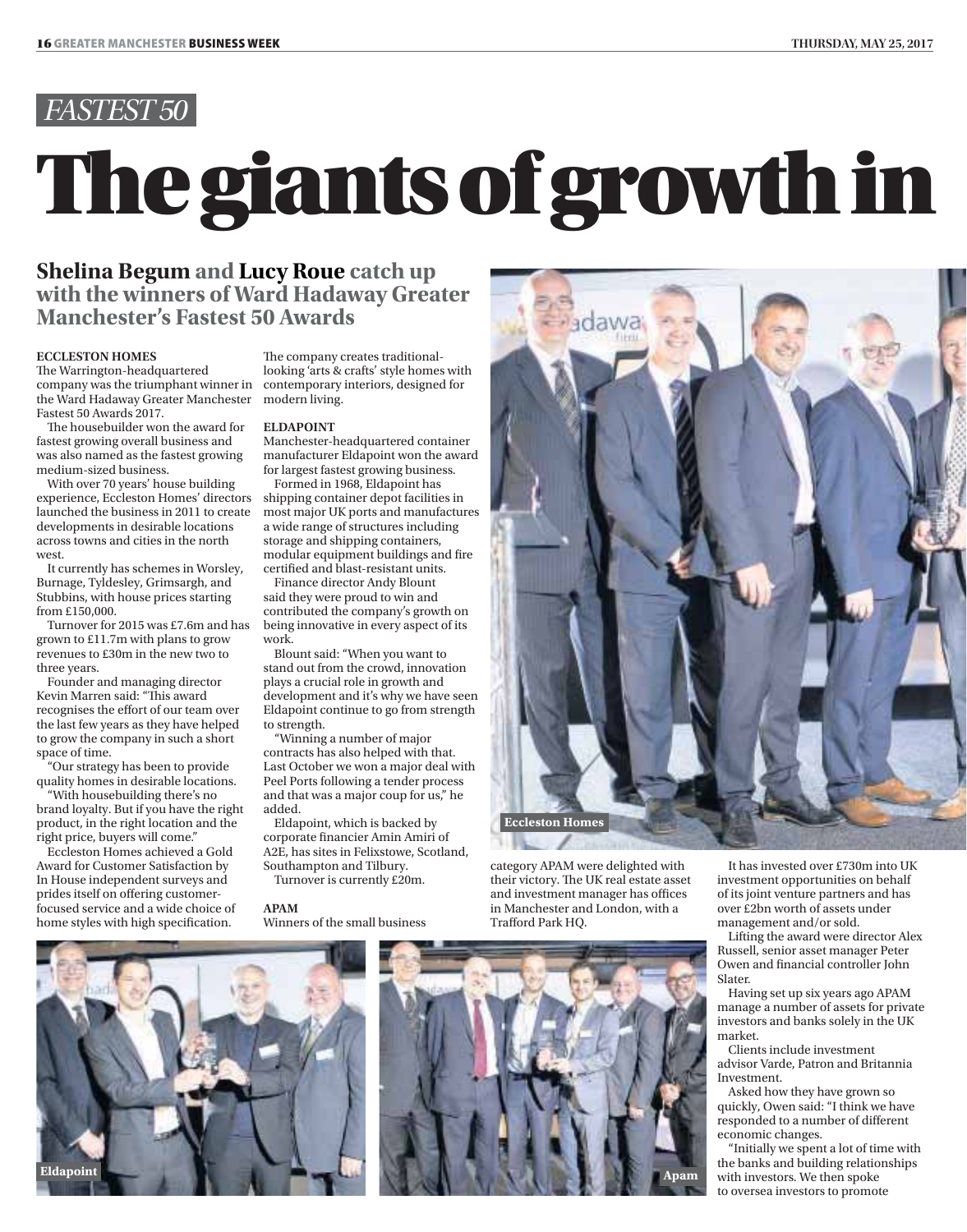*FASTEST 50*

# The giants of growth in

## Shelina Begum and Lucy Roue catch up with the winners of Ward Hadaway Greater Manchester's Fastest 50 Awards

**ECCLESTON HOMES**

The Warrington-headquartered company was the triumphant winner in the Ward Hadaway Greater Manchester Fastest 50 Awards 2017.

The housebuilder won the award for fastest growing overall business and was also named as the fastest growing medium-sized business.

With over 70 years' house building experience, Eccleston Homes' directors launched the business in 2011 to create developments in desirable locations across towns and cities in the north west.

It currently has schemes in Worsley, Burnage, Tyldesley, Grimsargh, and Stubbins, with house prices starting from £150,000.

Turnover for 2015 was £7.6m and has grown to £11.7m with plans to grow revenues to £30m in the new two to three years.

Founder and managing director Kevin Marren said: "This award recognises the effort of our team over the last few years as they have helped to grow the company in such a short space of time.

"Our strategy has been to provide quality homes in desirable locations.

"With housebuilding there's no brand loyalty. But if you have the right product, in the right location and the right price, buyers will come."

Eccleston Homes achieved a Gold Award for Customer Satisfaction by In House independent surveys and prides itself on offering customer-focused service and a wide choice of home styles with high specification.

The company creates traditional-looking 'arts & crafts' style homes with contemporary interiors, designed for modern living.

**ELDAPOINT**

Manchester-headquartered container manufacturer Eldapoint won the award for largest fastest growing business.

Formed in 1968, Eldapoint has shipping container depot facilities in most major UK ports and manufactures a wide range of structures including storage and shipping containers, modular equipment buildings and fire certified and blast-resistant units.

Finance director Andy Blount said they were proud to win and contributed the company's growth on being innovative in every aspect of its work.

Blount said: "When you want to stand out from the crowd, innovation plays a crucial role in growth and development and it's why we have seen Eldapoint continue to go from strength to strength.

"Winning a number of major contracts has also helped with that. Last October we won a major deal with Peel Ports following a tender process and that was a major coup for us," he added.

Eldapoint, which is backed by corporate financier Amin Amiri of A2E, has sites in Felixstowe, Scotland, Southampton and Tilbury.

Turnover is currently £20m.

**APAM**

Winners of the small business category APAM were delighted with their victory. The UK real estate asset and investment manager has offices in Manchester and London, with a Trafford Park HQ.

It has invested over £730m into UK investment opportunities on behalf of its joint venture partners and has over £2bn worth of assets under management and/or sold.

Lifting the award were director Alex Russell, senior asset manager Peter Owen and financial controller John Slater.

Having set up six years ago APAM manage a number of assets for private investors and banks solely in the UK market.

Clients include investment advisor Varde, Patron and Britannia Investment.

Asked how they have grown so quickly, Owen said: "I think we have responded to a number of different economic changes.

"Initially we spent a lot of time with the banks and building relationships with investors. We then spoke to oversea investors to promote

Eccleston Homes

Eldapoint

Apam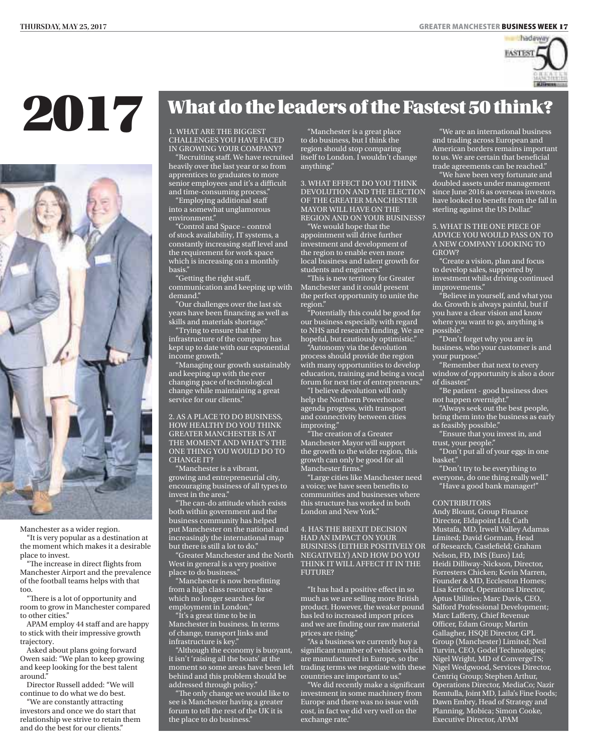# 2017

Manchester as a wider region.

"It is very popular as a destination at the moment which makes it a desirable place to invest.

"The increase in direct flights from Manchester Airport and the prevalence of the football teams helps with that too.

"There is a lot of opportunity and room to grow in Manchester compared to other cities."

APAM employ 44 staff and are happy to stick with their impressive growth trajectory.

Asked about plans going forward Owen said: "We plan to keep growing and keep looking for the best talent around."

Director Russell added: "We will continue to do what we do best.

"We are constantly attracting investors and once we do start that relationship we strive to retain them and do the best for our clients."

## What do the leaders of the Fastest 50 think?

1. WHAT ARE THE BIGGEST CHALLENGES YOU HAVE FACED IN GROWING YOUR COMPANY?

"Recruiting staff. We have recruited heavily over the last year or so from apprentices to graduates to more senior employees and it's a difficult and time-consuming process."

"Employing additional staff into a somewhat unglamorous environment."

"Control and Space – control of stock availability, IT systems, a constantly increasing staff level and the requirement for work space which is increasing on a monthly basis."

"Getting the right staff, communication and keeping up with demand."

"Our challenges over the last six years have been financing as well as skills and materials shortage."

"Trying to ensure that the infrastructure of the company has kept up to date with our exponential income growth."

"Managing our growth sustainably and keeping up with the ever changing pace of technological change while maintaining a great service for our clients."

2. AS A PLACE TO DO BUSINESS, HOW HEALTHY DO YOU THINK GREATER MANCHESTER IS AT THE MOMENT AND WHAT'S THE ONE THING YOU WOULD DO TO CHANGE IT?

"Manchester is a vibrant, growing and entrepreneurial city, encouraging business of all types to invest in the area."

"The can-do attitude which exists both within government and the business community has helped put Manchester on the national and increasingly the international map but there is still a lot to do."

"Greater Manchester and the North West in general is a very positive place to do business."

"Manchester is now benefitting from a high class resource base which no longer searches for employment in London."

"It's a great time to be in Manchester in business. In terms of change, transport links and infrastructure is key."

"Although the economy is buoyant, it isn't 'raising all the boats' at the moment so some areas have been left behind and this problem should be addressed through policy."

"The only change we would like to see is Manchester having a greater forum to tell the rest of the UK it is the place to do business."

"Manchester is a great place to do business, but I think the region should stop comparing itself to London. I wouldn't change anything."

3. WHAT EFFECT DO YOU THINK DEVOLUTION AND THE ELECTION OF THE GREATER MANCHESTER MAYOR WILL HAVE ON THE REGION AND ON YOUR BUSINESS?

"We would hope that the appointment will drive further investment and development of the region to enable even more local business and talent growth for students and engineers."

"This is new territory for Greater Manchester and it could present the perfect opportunity to unite the region."

"Potentially this could be good for our business especially with regard to NHS and research funding. We are hopeful, but cautiously optimistic."

"Autonomy via the devolution process should provide the region with many opportunities to develop education, training and being a vocal forum for next tier of entrepreneurs."

"I believe devolution will only help the Northern Powerhouse agenda progress, with transport and connectivity between cities improving."

"The creation of a Greater Manchester Mayor will support the growth to the wider region, this growth can only be good for all Manchester firms."

"Large cities like Manchester need a voice; we have seen benefits to communities and businesses where this structure has worked in both London and New York."

4. HAS THE BREXIT DECISION HAD AN IMPACT ON YOUR BUSINESS (EITHER POSITIVELY OR NEGATIVELY) AND HOW DO YOU THINK IT WILL AFFECT IT IN THE FUTURE?

"It has had a positive effect in so much as we are selling more British product. However, the weaker pound has led to increased import prices and we are finding our raw material prices are rising."

"As a business we currently buy a significant number of vehicles which are manufactured in Europe, so the trading terms we negotiate with these countries are important to us."

"We did recently make a significant investment in some machinery from Europe and there was no issue with cost, in fact we did very well on the exchange rate."

"We are an international business and trading across European and American borders remains important to us. We are certain that beneficial trade agreements can be reached."

"We have been very fortunate and doubled assets under management since June 2016 as overseas investors have looked to benefit from the fall in sterling against the US Dollar."

5. WHAT IS THE ONE PIECE OF ADVICE YOU WOULD PASS ON TO A NEW COMPANY LOOKING TO GROW?

"Create a vision, plan and focus to develop sales, supported by investment whilst driving continued improvements."

"Believe in yourself, and what you do. Growth is always painful, but if you have a clear vision and know where you want to go, anything is possible."

"Don't forget why you are in business, who your customer is and your purpose."

"Remember that next to every window of opportunity is also a door of disaster."

"Be patient - good business does not happen overnight."

"Always seek out the best people, bring them into the business as early as feasibly possible."

"Ensure that you invest in, and trust, your people."

"Don't put all of your eggs in one basket."

"Don't try to be everything to everyone, do one thing really well."

"Have a good bank manager!"

CONTRIBUTORS

Andy Blount, Group Finance Director, Eldapoint Ltd; Cath Mustafa, MD, Irwell Valley Adamas Limited; David Gorman, Head of Research, Castlefield; Graham Nelson, FD, IMS (Euro) Ltd; Heidi Dilliway-Nickson, Director, Forresters Chicken; Kevin Marren, Founder & MD, Eccleston Homes; Lisa Kerford, Operations Director, Aptus Utilities; Marc Davis, CEO, Salford Professional Development; Marc Lafferty, Chief Revenue Officer, Edam Group; Martin Gallagher, HSQE Director, GPL Group (Manchester) Limited; Neil Turvin, CEO, Godel Technologies; Nigel Wright, MD of ConvergeTS; Nigel Wedgwood, Services Director, Centriq Group; Stephen Arthur, Operations Director, MediaCo; Nazir Remtulla, Joint MD, Laila's Fine Foods; Dawn Embry, Head of Strategy and Planning, Mobica; Simon Cooke, Executive Director, APAM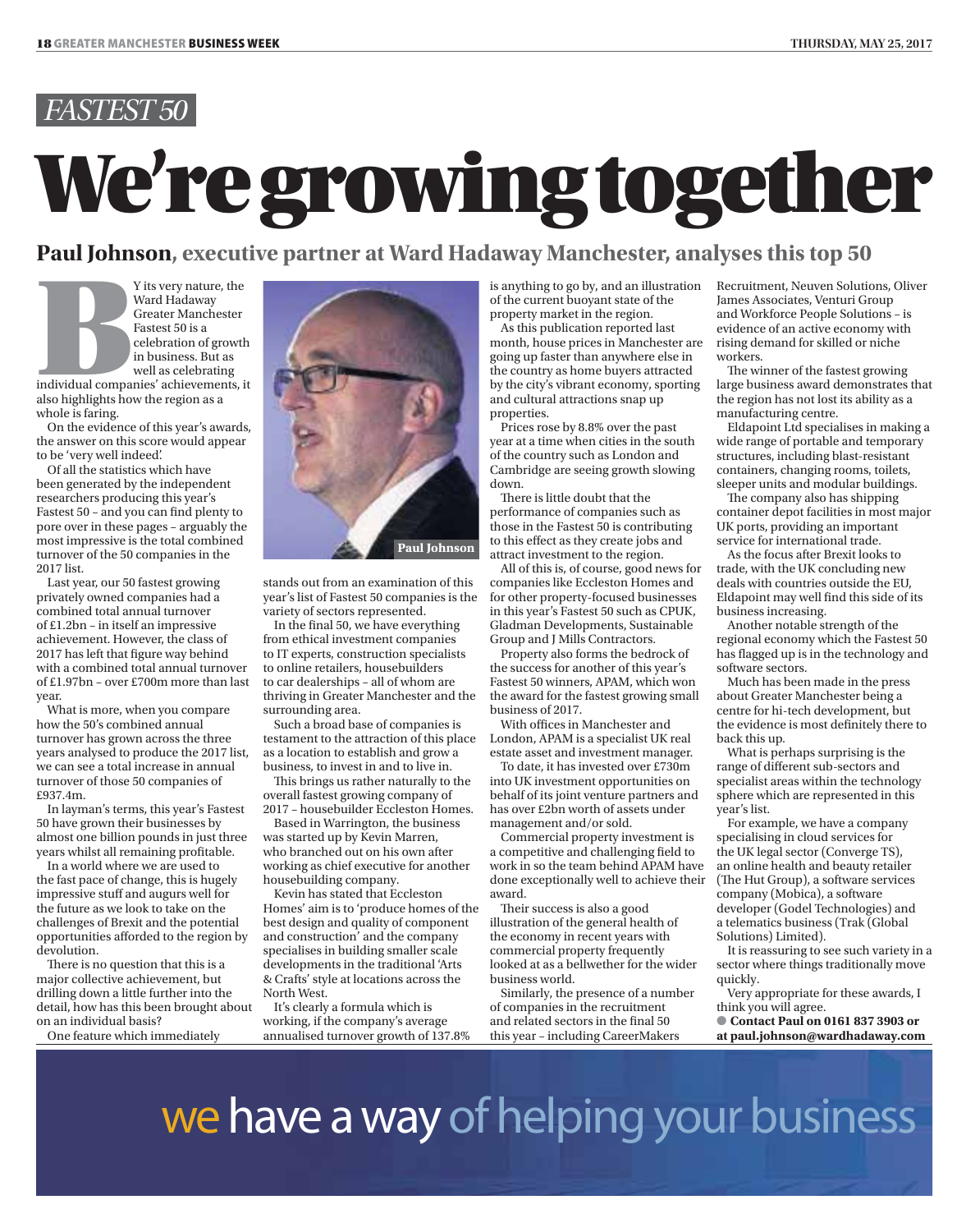*FASTEST 50*

# We're growing together

## Paul Johnson, executive partner at Ward Hadaway Manchester, analyses this top 50

BY its very nature, the Ward Hadaway Greater Manchester Fastest 50 is a celebration of growth in business. But as well as celebrating individual companies' achievements, it also highlights how the region as a whole is faring.

On the evidence of this year's awards, the answer on this score would appear to be 'very well indeed'.

Of all the statistics which have been generated by the independent researchers producing this year's Fastest 50 – and you can find plenty to pore over in these pages – arguably the most impressive is the total combined turnover of the 50 companies in the 2017 list.

Last year, our 50 fastest growing privately owned companies had a combined total annual turnover of £1.2bn – in itself an impressive achievement. However, the class of 2017 has left that figure way behind with a combined total annual turnover of £1.97bn – over £700m more than last year.

What is more, when you compare how the 50's combined annual turnover has grown across the three years analysed to produce the 2017 list, we can see a total increase in annual turnover of those 50 companies of £937.4m.

In layman's terms, this year's Fastest 50 have grown their businesses by almost one billion pounds in just three years whilst all remaining profitable.

In a world where we are used to the fast pace of change, this is hugely impressive stuff and augurs well for the future as we look to take on the challenges of Brexit and the potential opportunities afforded to the region by devolution.

There is no question that this is a major collective achievement, but drilling down a little further into the detail, how has this been brought about on an individual basis?

One feature which immediately stands out from an examination of this year's list of Fastest 50 companies is the variety of sectors represented.

Paul Johnson

In the final 50, we have everything from ethical investment companies to IT experts, construction specialists to online retailers, housebuilders to car dealerships – all of whom are thriving in Greater Manchester and the surrounding area.

Such a broad base of companies is testament to the attraction of this place as a location to establish and grow a business, to invest in and to live in.

This brings us rather naturally to the overall fastest growing company of 2017 – housebuilder Eccleston Homes.

Based in Warrington, the business was started up by Kevin Marren, who branched out on his own after working as chief executive for another housebuilding company.

Kevin has stated that Eccleston Homes' aim is to 'produce homes of the best design and quality of component and construction' and the company specialises in building smaller scale developments in the traditional 'Arts & Crafts' style at locations across the North West.

It's clearly a formula which is working, if the company's average annualised turnover growth of 137.8% is anything to go by, and an illustration of the current buoyant state of the property market in the region.

As this publication reported last month, house prices in Manchester are going up faster than anywhere else in the country as home buyers attracted by the city's vibrant economy, sporting and cultural attractions snap up properties.

Prices rose by 8.8% over the past year at a time when cities in the south of the country such as London and Cambridge are seeing growth slowing down.

There is little doubt that the performance of companies such as those in the Fastest 50 is contributing to this effect as they create jobs and attract investment to the region.

All of this is, of course, good news for companies like Eccleston Homes and for other property-focused businesses in this year's Fastest 50 such as CPUK, Gladman Developments, Sustainable Group and J Mills Contractors.

Property also forms the bedrock of the success for another of this year's Fastest 50 winners, APAM, which won the award for the fastest growing small business of 2017.

With offices in Manchester and London, APAM is a specialist UK real estate asset and investment manager.

To date, it has invested over £730m into UK investment opportunities on behalf of its joint venture partners and has over £2bn worth of assets under management and/or sold.

Commercial property investment is a competitive and challenging field to work in so the team behind APAM have done exceptionally well to achieve their award.

Their success is also a good illustration of the general health of the economy in recent years with commercial property frequently looked at as a bellwether for the wider business world.

Similarly, the presence of a number of companies in the recruitment and related sectors in the final 50 this year – including CareerMakers Recruitment, Neuven Solutions, Oliver James Associates, Venturi Group and Workforce People Solutions – is evidence of an active economy with rising demand for skilled or niche workers.

The winner of the fastest growing large business award demonstrates that the region has not lost its ability as a manufacturing centre.

Eldapoint Ltd specialises in making a wide range of portable and temporary structures, including blast-resistant containers, changing rooms, toilets, sleeper units and modular buildings.

The company also has shipping container depot facilities in most major UK ports, providing an important service for international trade.

As the focus after Brexit looks to trade, with the UK concluding new deals with countries outside the EU, Eldapoint may well find this side of its business increasing.

Another notable strength of the regional economy which the Fastest 50 has flagged up is in the technology and software sectors.

Much has been made in the press about Greater Manchester being a centre for hi-tech development, but the evidence is most definitely there to back this up.

What is perhaps surprising is the range of different sub-sectors and specialist areas within the technology sphere which are represented in this year's list.

For example, we have a company specialising in cloud services for the UK legal sector (Converge TS), an online health and beauty retailer (The Hut Group), a software services company (Mobica), a software developer (Godel Technologies) and a telematics business (Trak (Global Solutions) Limited).

It is reassuring to see such variety in a sector where things traditionally move quickly.

Very appropriate for these awards, I think you will agree.

● **Contact Paul on 0161 837 3903 or at paul.johnson@wardhadaway.com**

we have a way of helping your business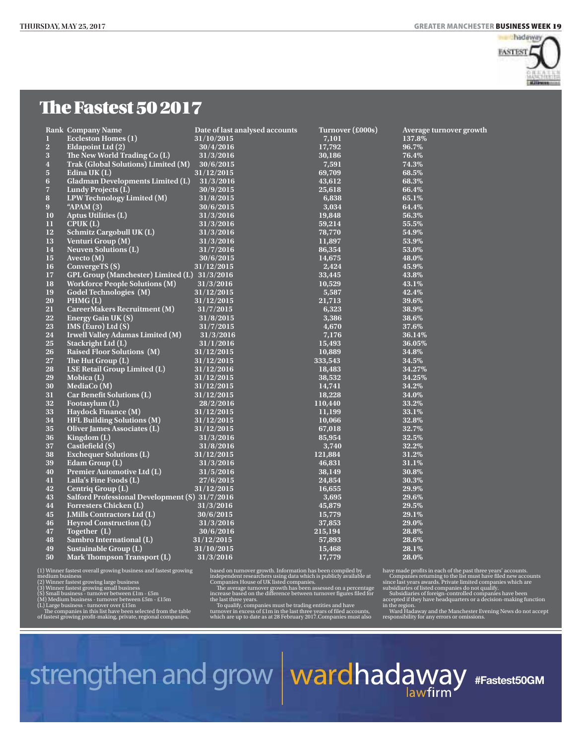# The Fastest 50 2017

| Rank | Company Name | Date of last analysed accounts | Turnover (£000s) | Average turnover growth |
|---|---|---|---|---|
| 1 | Eccleston Homes (1) | 31/10/2015 | 7,101 | 137.8% |
| 2 | Eldapoint Ltd (2) | 30/4/2016 | 17,792 | 96.7% |
| 3 | The New World Trading Co (L) | 31/3/2016 | 30,186 | 76.4% |
| 4 | Trak (Global Solutions) Limited (M) | 30/6/2015 | 7,591 | 74.3% |
| 5 | Edina UK (L) | 31/12/2015 | 69,709 | 68.5% |
| 6 | Gladman Developments Limited (L) | 31/3/2016 | 43,612 | 68.3% |
| 7 | Lundy Projects (L) | 30/9/2015 | 25,618 | 66.4% |
| 8 | LPW Technology Limited (M) | 31/8/2015 | 6,838 | 65.1% |
| 9 | "APAM (3) | 30/6/2015 | 3,034 | 64.4% |
| 10 | Aptus Utilities (L) | 31/3/2016 | 19,848 | 56.3% |
| 11 | CPUK (L) | 31/3/2016 | 59,214 | 55.5% |
| 12 | Schmitz Cargobull UK (L) | 31/3/2016 | 78,770 | 54.9% |
| 13 | Venturi Group (M) | 31/3/2016 | 11,897 | 53.9% |
| 14 | Neuven Solutions (L) | 31/7/2016 | 86,354 | 53.0% |
| 15 | Avecto (M) | 30/6/2015 | 14,675 | 48.0% |
| 16 | ConvergeTS (S) | 31/12/2015 | 2,424 | 45.9% |
| 17 | GPL Group (Manchester) Limited (L) | 31/3/2016 | 33,445 | 43.8% |
| 18 | Workforce People Solutions (M) | 31/3/2016 | 10,529 | 43.1% |
| 19 | Godel Technologies (M) | 31/12/2015 | 5,587 | 42.4% |
| 20 | PHMG (L) | 31/12/2015 | 21,713 | 39.6% |
| 21 | CareerMakers Recruitment (M) | 31/7/2015 | 6,323 | 38.9% |
| 22 | Energy Gain UK (S) | 31/8/2015 | 3,386 | 38.6% |
| 23 | IMS (Euro) Ltd (S) | 31/7/2015 | 4,670 | 37.6% |
| 24 | Irwell Valley Adamas Limited (M) | 31/3/2016 | 7,176 | 36.14% |
| 25 | Stackright Ltd (L) | 31/1/2016 | 15,493 | 36.05% |
| 26 | Raised Floor Solutions (M) | 31/12/2015 | 10,889 | 34.8% |
| 27 | The Hut Group (L) | 31/12/2015 | 333,543 | 34.5% |
| 28 | LSE Retail Group Limited (L) | 31/12/2016 | 18,483 | 34.27% |
| 29 | Mobica (L) | 31/12/2015 | 38,532 | 34.25% |
| 30 | MediaCo (M) | 31/12/2015 | 14,741 | 34.2% |
| 31 | Car Benefit Solutions (L) | 31/12/2015 | 18,228 | 34.0% |
| 32 | Footasylum (L) | 28/2/2016 | 110,440 | 33.2% |
| 33 | Haydock Finance (M) | 31/12/2015 | 11,199 | 33.1% |
| 34 | HFL Building Solutions (M) | 31/12/2015 | 10,066 | 32.8% |
| 35 | Oliver James Associates (L) | 31/12/2015 | 67,018 | 32.7% |
| 36 | Kingdom (L) | 31/3/2016 | 85,954 | 32.5% |
| 37 | Castlefield (S) | 31/8/2016 | 3,740 | 32.2% |
| 38 | Exchequer Solutions (L) | 31/12/2015 | 121,884 | 31.2% |
| 39 | Edam Group (L) | 31/3/2016 | 46,831 | 31.1% |
| 40 | Premier Automotive Ltd (L) | 31/5/2016 | 38,149 | 30.8% |
| 41 | Laila's Fine Foods (L) | 27/6/2015 | 24,854 | 30.3% |
| 42 | Centriq Group (L) | 31/12/2015 | 16,655 | 29.9% |
| 43 | Salford Professional Development (S) | 31/7/2016 | 3,695 | 29.6% |
| 44 | Forresters Chicken (L) | 31/3/2016 | 45,879 | 29.5% |
| 45 | J.Mills Contractors Ltd (L) | 30/6/2015 | 15,779 | 29.1% |
| 46 | Heyrod Construction (L) | 31/3/2016 | 37,853 | 29.0% |
| 47 | Together (L) | 30/6/2016 | 215,194 | 28.8% |
| 48 | Sambro International (L) | 31/12/2015 | 57,893 | 28.6% |
| 49 | Sustainable Group (L) | 31/10/2015 | 15,468 | 28.1% |
| 50 | Mark Thompson Transport (L) | 31/3/2016 | 17,779 | 28.0% |

(1) Winner fastest overall growing business and fastest growing medium business
(2) Winner fastest growing large business
(3) Winner fastest growing small business
(S) Small business - turnover between £1m - £5m
(M) Medium business - turnover between £5m - £15m
(L) Large business - turnover over £15m

The companies in this list have been selected from the table of fastest growing profit-making, private, regional companies, based on turnover growth. Information has been compiled by independent researchers using data which is publicly available at Companies House of UK listed companies.

The average turnover growth has been assessed on a percentage increase based on the difference between turnover figures filed for the last three years.

To qualify, companies must be trading entities and have turnover in excess of £1m in the last three years of filed accounts, which are up to date as at 28 February 2017. Companies must also have made profits in each of the past three years' accounts.

Companies returning to the list must have filed new accounts since last years awards. Private limited companies which are subsidiaries of listed companies do not qualify.

Subsidiaries of foreign-controlled companies have been accepted if they have headquarters or a decision-making function in the region.

Ward Hadaway and the Manchester Evening News do not accept responsibility for any errors or omissions.

strengthen and grow | wardhadaway lawfirm #Fastest50GM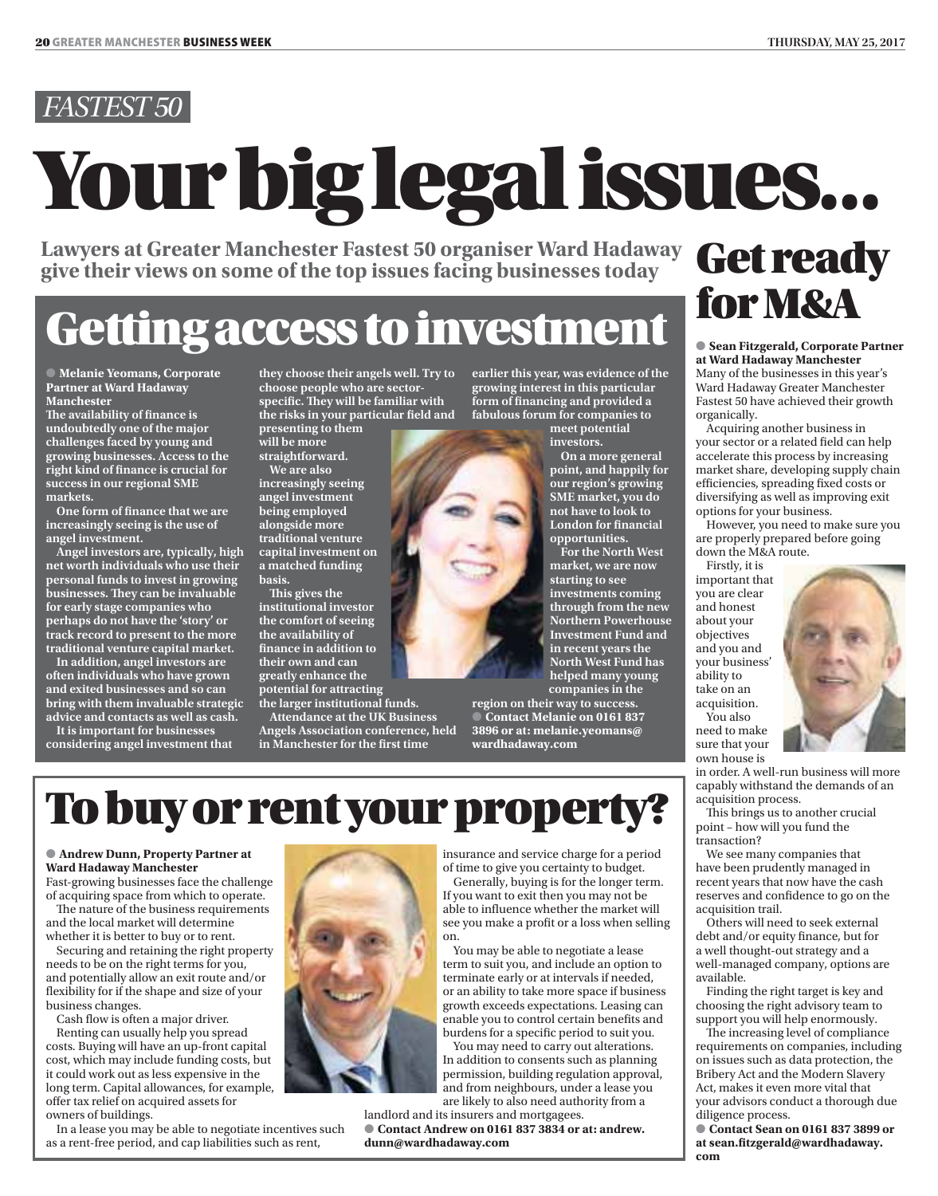*FASTEST 50*

# Your big legal issues...

**Lawyers at Greater Manchester Fastest 50 organiser Ward Hadaway give their views on some of the top issues facing businesses today**

## Getting access to investment

**● Melanie Yeomans, Corporate Partner at Ward Hadaway Manchester**

**The availability of finance is undoubtedly one of the major challenges faced by young and growing businesses. Access to the right kind of finance is crucial for success in our regional SME markets.**

**One form of finance that we are increasingly seeing is the use of angel investment.**

**Angel investors are, typically, high net worth individuals who use their personal funds to invest in growing businesses. They can be invaluable for early stage companies who perhaps do not have the 'story' or track record to present to the more traditional venture capital market.**

**In addition, angel investors are often individuals who have grown and exited businesses and so can bring with them invaluable strategic advice and contacts as well as cash.**

**It is important for businesses considering angel investment that they choose their angels well. Try to choose people who are sector-specific. They will be familiar with the risks in your particular field and presenting to them will be more straightforward.**

**We are also increasingly seeing angel investment being employed alongside more traditional venture capital investment on a matched funding basis.**

**This gives the institutional investor the comfort of seeing the availability of finance in addition to their own and can greatly enhance the potential for attracting the larger institutional funds.**

**Attendance at the UK Business Angels Association conference, held in Manchester for the first time earlier this year, was evidence of the growing interest in this particular form of financing and provided a fabulous forum for companies to meet potential investors.**

**On a more general point, and happily for our region's growing SME market, you do not have to look to London for financial opportunities.**

**For the North West market, we are now starting to see investments coming through from the new Northern Powerhouse Investment Fund and in recent years the North West Fund has helped many young companies in the region on their way to success.**

**● Contact Melanie on 0161 837 3896 or at: melanie.yeomans@wardhadaway.com**

## To buy or rent your property?

**● Andrew Dunn, Property Partner at Ward Hadaway Manchester**

Fast-growing businesses face the challenge of acquiring space from which to operate.

The nature of the business requirements and the local market will determine whether it is better to buy or to rent.

Securing and retaining the right property needs to be on the right terms for you, and potentially allow an exit route and/or flexibility for if the shape and size of your business changes.

Cash flow is often a major driver.

Renting can usually help you spread costs. Buying will have an up-front capital cost, which may include funding costs, but it could work out as less expensive in the long term. Capital allowances, for example, offer tax relief on acquired assets for owners of buildings.

In a lease you may be able to negotiate incentives such as a rent-free period, and cap liabilities such as rent, insurance and service charge for a period of time to give you certainty to budget.

Generally, buying is for the longer term. If you want to exit then you may not be able to influence whether the market will see you make a profit or a loss when selling on.

You may be able to negotiate a lease term to suit you, and include an option to terminate early or at intervals if needed, or an ability to take more space if business growth exceeds expectations. Leasing can enable you to control certain benefits and burdens for a specific period to suit you.

You may need to carry out alterations. In addition to consents such as planning permission, building regulation approval, and from neighbours, under a lease you are likely to also need authority from a landlord and its insurers and mortgagees.

**● Contact Andrew on 0161 837 3834 or at: andrew.dunn@wardhadaway.com**

## Get ready for M&A

**● Sean Fitzgerald, Corporate Partner at Ward Hadaway Manchester**

Many of the businesses in this year's Ward Hadaway Greater Manchester Fastest 50 have achieved their growth organically.

Acquiring another business in your sector or a related field can help accelerate this process by increasing market share, developing supply chain efficiencies, spreading fixed costs or diversifying as well as improving exit options for your business.

However, you need to make sure you are properly prepared before going down the M&A route.

Firstly, it is important that you are clear and honest about your objectives and you and your business' ability to take on an acquisition.

You also need to make sure that your own house is in order. A well-run business will more capably withstand the demands of an acquisition process.

This brings us to another crucial point – how will you fund the transaction?

We see many companies that have been prudently managed in recent years that now have the cash reserves and confidence to go on the acquisition trail.

Others will need to seek external debt and/or equity finance, but for a well thought-out strategy and a well-managed company, options are available.

Finding the right target is key and choosing the right advisory team to support you will help enormously.

The increasing level of compliance requirements on companies, including on issues such as data protection, the Bribery Act and the Modern Slavery Act, makes it even more vital that your advisors conduct a thorough due diligence process.

**● Contact Sean on 0161 837 3899 or at sean.fitzgerald@wardhadaway.com**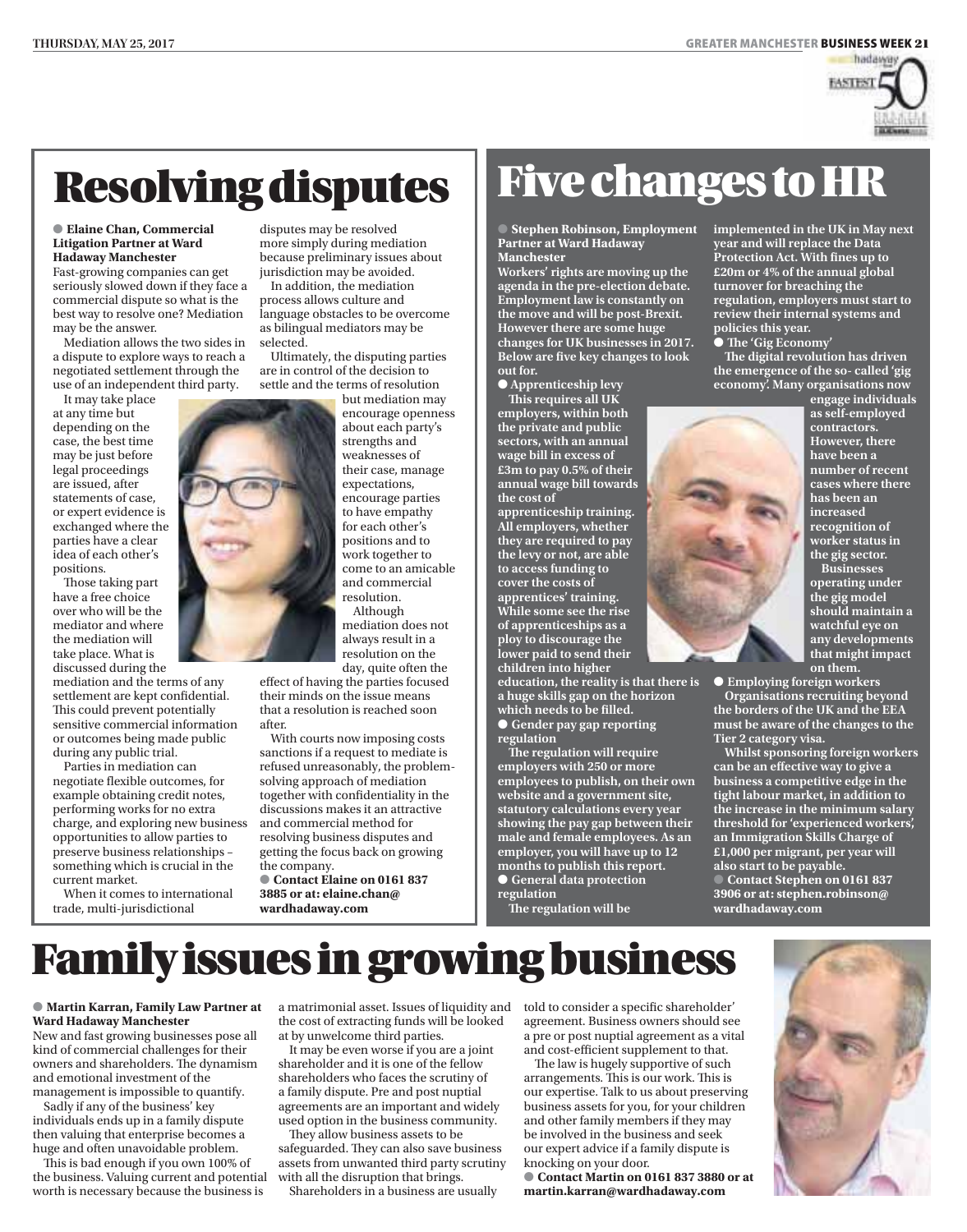# Resolving disputes

**Elaine Chan, Commercial Litigation Partner at Ward Hadaway Manchester**

Fast-growing companies can get seriously slowed down if they face a commercial dispute so what is the best way to resolve one? Mediation may be the answer.

Mediation allows the two sides in a dispute to explore ways to reach a negotiated settlement through the use of an independent third party.

It may take place at any time but depending on the case, the best time may be just before legal proceedings are issued, after statements of case, or expert evidence is exchanged where the parties have a clear idea of each other's positions.

Those taking part have a free choice over who will be the mediator and where the mediation will take place. What is discussed during the mediation and the terms of any settlement are kept confidential. This could prevent potentially sensitive commercial information or outcomes being made public during any public trial.

Parties in mediation can negotiate flexible outcomes, for example obtaining credit notes, performing works for no extra charge, and exploring new business opportunities to allow parties to preserve business relationships – something which is crucial in the current market.

When it comes to international trade, multi-jurisdictional disputes may be resolved more simply during mediation because preliminary issues about jurisdiction may be avoided.

In addition, the mediation process allows culture and language obstacles to be overcome as bilingual mediators may be selected.

Ultimately, the disputing parties are in control of the decision to settle and the terms of resolution but mediation may encourage openness about each party's strengths and weaknesses of their case, manage expectations, encourage parties to have empathy for each other's positions and to work together to come to an amicable and commercial resolution.

Although mediation does not always result in a resolution on the day, quite often the effect of having the parties focused their minds on the issue means that a resolution is reached soon after.

With courts now imposing costs sanctions if a request to mediate is refused unreasonably, the problem-solving approach of mediation together with confidentiality in the discussions makes it an attractive and commercial method for resolving business disputes and getting the focus back on growing the company.

**Contact Elaine on 0161 837 3885 or at: elaine.chan@wardhadaway.com**

# Five changes to HR

**Stephen Robinson, Employment Partner at Ward Hadaway Manchester**

**Workers' rights are moving up the agenda in the pre-election debate. Employment law is constantly on the move and will be post-Brexit. However there are some huge changes for UK businesses in 2017. Below are five key changes to look out for.**

**Apprenticeship levy**

**This requires all UK employers, within both the private and public sectors, with an annual wage bill in excess of £3m to pay 0.5% of their annual wage bill towards the cost of apprenticeship training. All employers, whether they are required to pay the levy or not, are able to access funding to cover the costs of apprentices' training. While some see the rise of apprenticeships as a ploy to discourage the lower paid to send their children into higher education, the reality is that there is a huge skills gap on the horizon which needs to be filled.**

**Gender pay gap reporting regulation**

**The regulation will require employers with 250 or more employees to publish, on their own website and a government site, statutory calculations every year showing the pay gap between their male and female employees. As an employer, you will have up to 12 months to publish this report.**

**General data protection regulation**

**The regulation will be implemented in the UK in May next year and will replace the Data Protection Act. With fines up to £20m or 4% of the annual global turnover for breaching the regulation, employers must start to review their internal systems and policies this year.**

**The 'Gig Economy'**

**The digital revolution has driven the emergence of the so- called 'gig economy'. Many organisations now engage individuals as self-employed contractors. However, there have been a number of recent cases where there has been an increased recognition of worker status in the gig sector.**

**Businesses operating under the gig model should maintain a watchful eye on any developments that might impact on them.**

**Employing foreign workers**

**Organisations recruiting beyond the borders of the UK and the EEA must be aware of the changes to the Tier 2 category visa.**

**Whilst sponsoring foreign workers can be an effective way to give a business a competitive edge in the tight labour market, in addition to the increase in the minimum salary threshold for 'experienced workers', an Immigration Skills Charge of £1,000 per migrant, per year will also start to be payable.**

**Contact Stephen on 0161 837 3906 or at: stephen.robinson@wardhadaway.com**

# Family issues in growing business

**Martin Karran, Family Law Partner at Ward Hadaway Manchester**

New and fast growing businesses pose all kind of commercial challenges for their owners and shareholders. The dynamism and emotional investment of the management is impossible to quantify.

Sadly if any of the business' key individuals ends up in a family dispute then valuing that enterprise becomes a huge and often unavoidable problem.

This is bad enough if you own 100% of the business. Valuing current and potential worth is necessary because the business is a matrimonial asset. Issues of liquidity and the cost of extracting funds will be looked at by unwelcome third parties.

It may be even worse if you are a joint shareholder and it is one of the fellow shareholders who faces the scrutiny of a family dispute. Pre and post nuptial agreements are an important and widely used option in the business community.

They allow business assets to be safeguarded. They can also save business assets from unwanted third party scrutiny with all the disruption that brings.

Shareholders in a business are usually told to consider a specific shareholder' agreement. Business owners should see a pre or post nuptial agreement as a vital and cost-efficient supplement to that.

The law is hugely supportive of such arrangements. This is our work. This is our expertise. Talk to us about preserving business assets for you, for your children and other family members if they may be involved in the business and seek our expert advice if a family dispute is knocking on your door.

**Contact Martin on 0161 837 3880 or at martin.karran@wardhadaway.com**